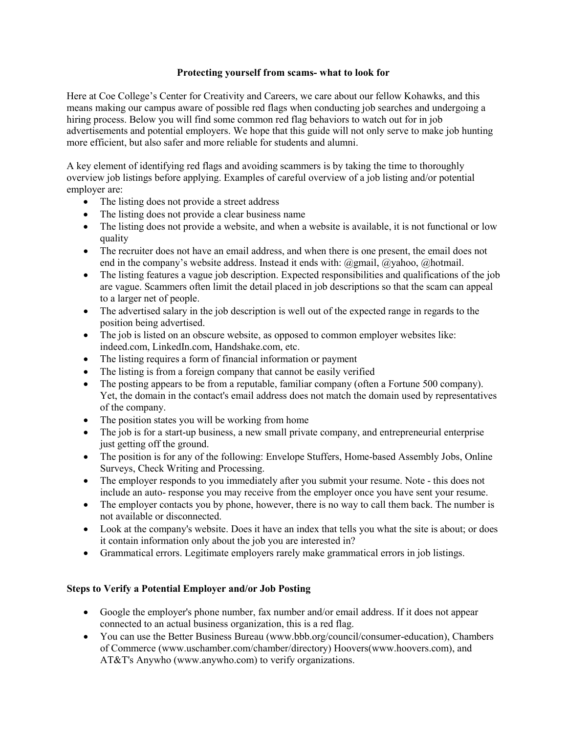## Protecting yourself from scams- what to look for

Here at Coe College's Center for Creativity and Careers, we care about our fellow Kohawks, and this means making our campus aware of possible red flags when conducting job searches and undergoing a hiring process. Below you will find some common red flag behaviors to watch out for in job advertisements and potential employers. We hope that this guide will not only serve to make job hunting more efficient, but also safer and more reliable for students and alumni.

A key element of identifying red flags and avoiding scammers is by taking the time to thoroughly overview job listings before applying. Examples of careful overview of a job listing and/or potential employer are:

- The listing does not provide a street address
- The listing does not provide a clear business name
- The listing does not provide a website, and when a website is available, it is not functional or low quality
- The recruiter does not have an email address, and when there is one present, the email does not end in the company's website address. Instead it ends with: @gmail, @yahoo, @hotmail.
- The listing features a vague job description. Expected responsibilities and qualifications of the job are vague. Scammers often limit the detail placed in job descriptions so that the scam can appeal to a larger net of people.
- The advertised salary in the job description is well out of the expected range in regards to the position being advertised.
- The job is listed on an obscure website, as opposed to common employer websites like: indeed.com, LinkedIn.com, Handshake.com, etc.
- The listing requires a form of financial information or payment
- The listing is from a foreign company that cannot be easily verified
- The posting appears to be from a reputable, familiar company (often a Fortune 500 company). Yet, the domain in the contact's email address does not match the domain used by representatives of the company.
- The position states you will be working from home
- The job is for a start-up business, a new small private company, and entrepreneurial enterprise just getting off the ground.
- The position is for any of the following: Envelope Stuffers, Home-based Assembly Jobs, Online Surveys, Check Writing and Processing.
- The employer responds to you immediately after you submit your resume. Note - this does not include an auto- response you may receive from the employer once you have sent your resume.
- The employer contacts you by phone, however, there is no way to call them back. The number is not available or disconnected.
- Look at the company's website. Does it have an index that tells you what the site is about; or does it contain information only about the job you are interested in?
- Grammatical errors. Legitimate employers rarely make grammatical errors in job listings.

### Steps to Verify a Potential Employer and/or Job Posting

- Google the employer's phone number, fax number and/or email address. If it does not appear connected to an actual business organization, this is a red flag.
- You can use the Better Business Bureau (www.bbb.org/council/consumer-education), Chambers of Commerce (www.uschamber.com/chamber/directory) Hoovers(www.hoovers.com), and AT&T's Anywho (www.anywho.com) to verify organizations.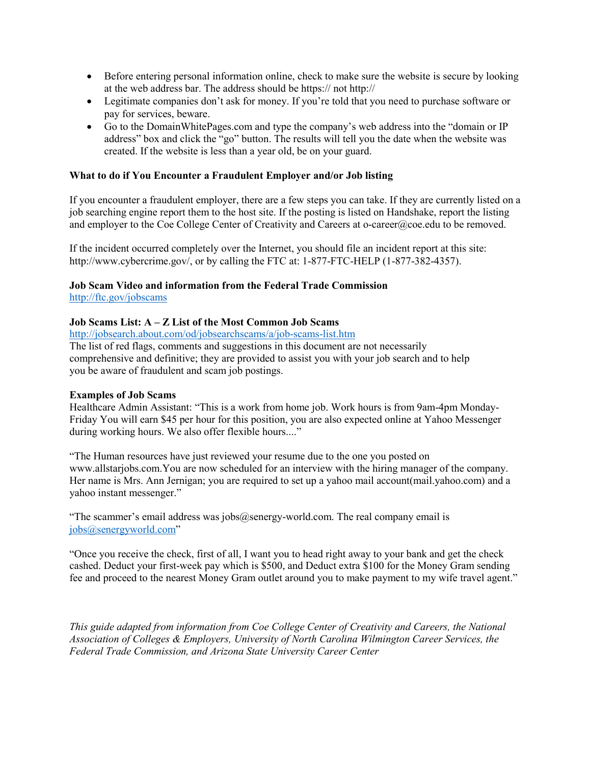- Before entering personal information online, check to make sure the website is secure by looking at the web address bar. The address should be https:// not http://
- Legitimate companies don't ask for money. If you're told that you need to purchase software or pay for services, beware.
- Go to the DomainWhitePages.com and type the company's web address into the "domain or IP address" box and click the "go" button. The results will tell you the date when the website was created. If the website is less than a year old, be on your guard.

**What to do if You Encounter a Fraudulent Employer and/or Job listing**

If you encounter a fraudulent employer, there are a few steps you can take. If they are currently listed on a job searching engine report them to the host site. If the posting is listed on Handshake, report the listing and employer to the Coe College Center of Creativity and Careers at o-career@coe.edu to be removed.

If the incident occurred completely over the Internet, you should file an incident report at this site: http://www.cybercrime.gov/, or by calling the FTC at: 1-877-FTC-HELP (1-877-382-4357).

**Job Scam Video and information from the Federal Trade Commission**
http://ftc.gov/jobscams

**Job Scams List: A – Z List of the Most Common Job Scams**
http://jobsearch.about.com/od/jobsearchscams/a/job-scams-list.htm
The list of red flags, comments and suggestions in this document are not necessarily comprehensive and definitive; they are provided to assist you with your job search and to help you be aware of fraudulent and scam job postings.

**Examples of Job Scams**
Healthcare Admin Assistant: "This is a work from home job. Work hours is from 9am-4pm Monday-Friday You will earn $45 per hour for this position, you are also expected online at Yahoo Messenger during working hours. We also offer flexible hours...."

"The Human resources have just reviewed your resume due to the one you posted on www.allstarjobs.com.You are now scheduled for an interview with the hiring manager of the company. Her name is Mrs. Ann Jernigan; you are required to set up a yahoo mail account(mail.yahoo.com) and a yahoo instant messenger."

"The scammer's email address was jobs@senergy-world.com. The real company email is jobs@senergyworld.com"

"Once you receive the check, first of all, I want you to head right away to your bank and get the check cashed. Deduct your first-week pay which is $500, and Deduct extra $100 for the Money Gram sending fee and proceed to the nearest Money Gram outlet around you to make payment to my wife travel agent."

*This guide adapted from information from Coe College Center of Creativity and Careers, the National Association of Colleges & Employers, University of North Carolina Wilmington Career Services, the Federal Trade Commission, and Arizona State University Career Center*